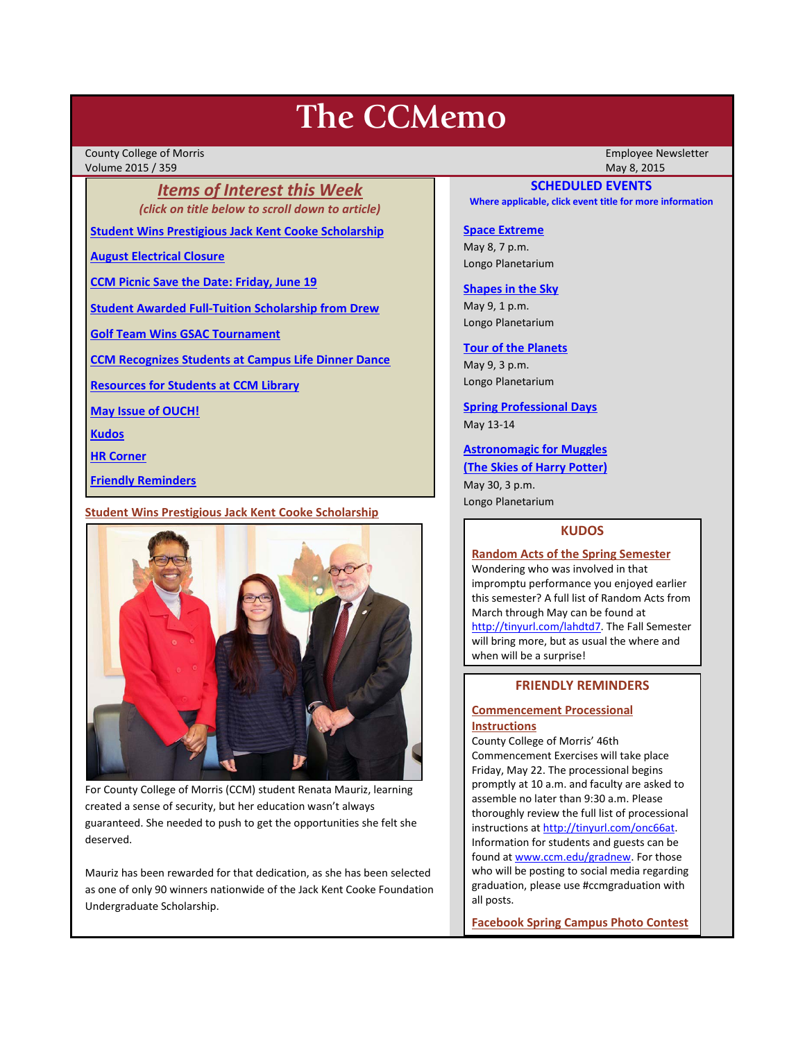# The CCMemo

County College of Morris
Volume 2015 / 359

Employee Newsletter
May 8, 2015

## *Items of Interest this Week*

*(click on title below to scroll down to article)*

- Student Wins Prestigious Jack Kent Cooke Scholarship
- August Electrical Closure
- CCM Picnic Save the Date: Friday, June 19
- Student Awarded Full-Tuition Scholarship from Drew
- Golf Team Wins GSAC Tournament
- CCM Recognizes Students at Campus Life Dinner Dance
- Resources for Students at CCM Library
- May Issue of OUCH!
- Kudos
- HR Corner
- Friendly Reminders

## Student Wins Prestigious Jack Kent Cooke Scholarship

For County College of Morris (CCM) student Renata Mauriz, learning created a sense of security, but her education wasn't always guaranteed. She needed to push to get the opportunities she felt she deserved.

Mauriz has been rewarded for that dedication, as she has been selected as one of only 90 winners nationwide of the Jack Kent Cooke Foundation Undergraduate Scholarship.

## SCHEDULED EVENTS

**Where applicable, click event title for more information**

**Space Extreme**
May 8, 7 p.m.
Longo Planetarium

**Shapes in the Sky**
May 9, 1 p.m.
Longo Planetarium

**Tour of the Planets**
May 9, 3 p.m.
Longo Planetarium

**Spring Professional Days**
May 13-14

**Astronomagic for Muggles (The Skies of Harry Potter)**
May 30, 3 p.m.
Longo Planetarium

## KUDOS

**Random Acts of the Spring Semester**

Wondering who was involved in that impromptu performance you enjoyed earlier this semester? A full list of Random Acts from March through May can be found at http://tinyurl.com/lahdtd7. The Fall Semester will bring more, but as usual the where and when will be a surprise!

## FRIENDLY REMINDERS

**Commencement Processional Instructions**

County College of Morris' 46th Commencement Exercises will take place Friday, May 22. The processional begins promptly at 10 a.m. and faculty are asked to assemble no later than 9:30 a.m. Please thoroughly review the full list of processional instructions at http://tinyurl.com/onc66at. Information for students and guests can be found at www.ccm.edu/gradnew. For those who will be posting to social media regarding graduation, please use #ccmgraduation with all posts.

**Facebook Spring Campus Photo Contest**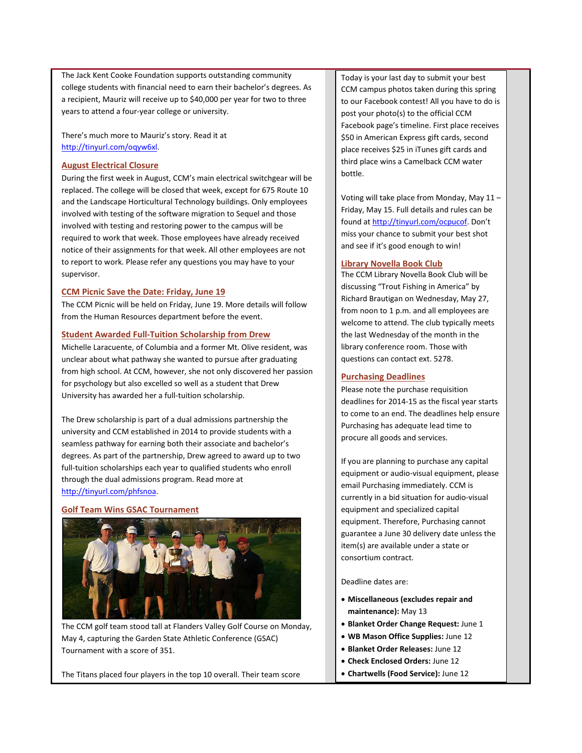The Jack Kent Cooke Foundation supports outstanding community college students with financial need to earn their bachelor's degrees. As a recipient, Mauriz will receive up to $40,000 per year for two to three years to attend a four-year college or university.

There's much more to Mauriz's story. Read it at http://tinyurl.com/oqyw6xl.

### August Electrical Closure

During the first week in August, CCM's main electrical switchgear will be replaced. The college will be closed that week, except for 675 Route 10 and the Landscape Horticultural Technology buildings. Only employees involved with testing of the software migration to Sequel and those involved with testing and restoring power to the campus will be required to work that week. Those employees have already received notice of their assignments for that week. All other employees are not to report to work. Please refer any questions you may have to your supervisor.

### CCM Picnic Save the Date: Friday, June 19

The CCM Picnic will be held on Friday, June 19. More details will follow from the Human Resources department before the event.

### Student Awarded Full-Tuition Scholarship from Drew

Michelle Laracuente, of Columbia and a former Mt. Olive resident, was unclear about what pathway she wanted to pursue after graduating from high school. At CCM, however, she not only discovered her passion for psychology but also excelled so well as a student that Drew University has awarded her a full-tuition scholarship.

The Drew scholarship is part of a dual admissions partnership the university and CCM established in 2014 to provide students with a seamless pathway for earning both their associate and bachelor's degrees. As part of the partnership, Drew agreed to award up to two full-tuition scholarships each year to qualified students who enroll through the dual admissions program. Read more at http://tinyurl.com/phfsnoa.

### Golf Team Wins GSAC Tournament

The CCM golf team stood tall at Flanders Valley Golf Course on Monday, May 4, capturing the Garden State Athletic Conference (GSAC) Tournament with a score of 351.

The Titans placed four players in the top 10 overall. Their team score

Today is your last day to submit your best CCM campus photos taken during this spring to our Facebook contest! All you have to do is post your photo(s) to the official CCM Facebook page's timeline. First place receives $50 in American Express gift cards, second place receives $25 in iTunes gift cards and third place wins a Camelback CCM water bottle.

Voting will take place from Monday, May 11 – Friday, May 15. Full details and rules can be found at http://tinyurl.com/ocpucof. Don't miss your chance to submit your best shot and see if it's good enough to win!

### Library Novella Book Club

The CCM Library Novella Book Club will be discussing "Trout Fishing in America" by Richard Brautigan on Wednesday, May 27, from noon to 1 p.m. and all employees are welcome to attend. The club typically meets the last Wednesday of the month in the library conference room. Those with questions can contact ext. 5278.

### Purchasing Deadlines

Please note the purchase requisition deadlines for 2014-15 as the fiscal year starts to come to an end. The deadlines help ensure Purchasing has adequate lead time to procure all goods and services.

If you are planning to purchase any capital equipment or audio-visual equipment, please email Purchasing immediately. CCM is currently in a bid situation for audio-visual equipment and specialized capital equipment. Therefore, Purchasing cannot guarantee a June 30 delivery date unless the item(s) are available under a state or consortium contract.

Deadline dates are:

- **Miscellaneous (excludes repair and maintenance):** May 13
- **Blanket Order Change Request:** June 1
- **WB Mason Office Supplies:** June 12
- **Blanket Order Releases:** June 12
- **Check Enclosed Orders:** June 12
- **Chartwells (Food Service):** June 12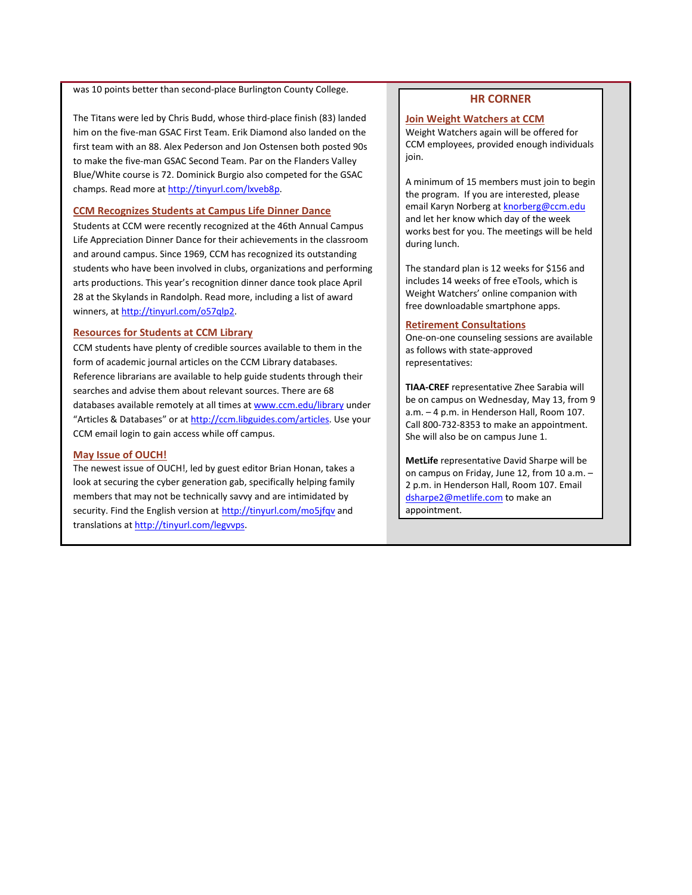was 10 points better than second-place Burlington County College.

The Titans were led by Chris Budd, whose third-place finish (83) landed him on the five-man GSAC First Team. Erik Diamond also landed on the first team with an 88. Alex Pederson and Jon Ostensen both posted 90s to make the five-man GSAC Second Team. Par on the Flanders Valley Blue/White course is 72. Dominick Burgio also competed for the GSAC champs. Read more at http://tinyurl.com/lxveb8p.

### CCM Recognizes Students at Campus Life Dinner Dance

Students at CCM were recently recognized at the 46th Annual Campus Life Appreciation Dinner Dance for their achievements in the classroom and around campus. Since 1969, CCM has recognized its outstanding students who have been involved in clubs, organizations and performing arts productions. This year's recognition dinner dance took place April 28 at the Skylands in Randolph. Read more, including a list of award winners, at http://tinyurl.com/o57qlp2.

### Resources for Students at CCM Library

CCM students have plenty of credible sources available to them in the form of academic journal articles on the CCM Library databases. Reference librarians are available to help guide students through their searches and advise them about relevant sources. There are 68 databases available remotely at all times at www.ccm.edu/library under "Articles & Databases" or at http://ccm.libguides.com/articles. Use your CCM email login to gain access while off campus.

### May Issue of OUCH!

The newest issue of OUCH!, led by guest editor Brian Honan, takes a look at securing the cyber generation gab, specifically helping family members that may not be technically savvy and are intimidated by security. Find the English version at http://tinyurl.com/mo5jfqv and translations at http://tinyurl.com/legvvps.

## HR CORNER

### Join Weight Watchers at CCM

Weight Watchers again will be offered for CCM employees, provided enough individuals join.

A minimum of 15 members must join to begin the program. If you are interested, please email Karyn Norberg at knorberg@ccm.edu and let her know which day of the week works best for you. The meetings will be held during lunch.

The standard plan is 12 weeks for $156 and includes 14 weeks of free eTools, which is Weight Watchers' online companion with free downloadable smartphone apps.

### Retirement Consultations

One-on-one counseling sessions are available as follows with state-approved representatives:

**TIAA-CREF** representative Zhee Sarabia will be on campus on Wednesday, May 13, from 9 a.m. – 4 p.m. in Henderson Hall, Room 107. Call 800-732-8353 to make an appointment. She will also be on campus June 1.

**MetLife** representative David Sharpe will be on campus on Friday, June 12, from 10 a.m. – 2 p.m. in Henderson Hall, Room 107. Email dsharpe2@metlife.com to make an appointment.